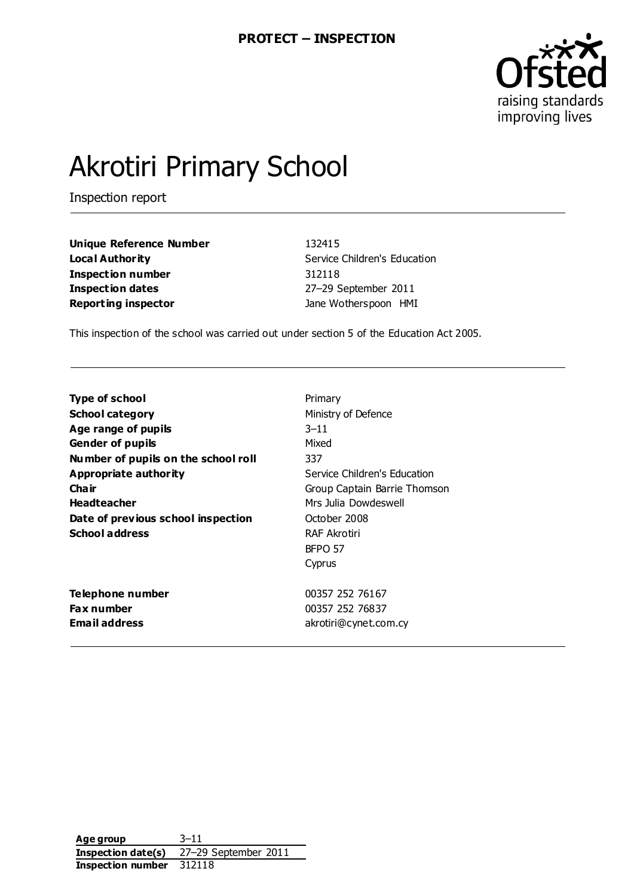**PROTECT – INSPECTION**

# Akrotiri Primary School

Inspection report

| | |
|---|---|
| **Unique Reference Number** | 132415 |
| **Local Authority** | Service Children's Education |
| **Inspection number** | 312118 |
| **Inspection dates** | 27–29 September 2011 |
| **Reporting inspector** | Jane Wotherspoon HMI |

This inspection of the school was carried out under section 5 of the Education Act 2005.

| | |
|---|---|
| **Type of school** | Primary |
| **School category** | Ministry of Defence |
| **Age range of pupils** | 3–11 |
| **Gender of pupils** | Mixed |
| **Number of pupils on the school roll** | 337 |
| **Appropriate authority** | Service Children's Education |
| **Chair** | Group Captain Barrie Thomson |
| **Headteacher** | Mrs Julia Dowdeswell |
| **Date of previous school inspection** | October 2008 |
| **School address** | RAF Akrotiri<br>BFPO 57<br>Cyprus |
| **Telephone number** | 00357 252 76167 |
| **Fax number** | 00357 252 76837 |
| **Email address** | akrotiri@cynet.com.cy |

| | |
|---|---|
| **Age group** | 3–11 |
| **Inspection date(s)** | 27–29 September 2011 |
| **Inspection number** | 312118 |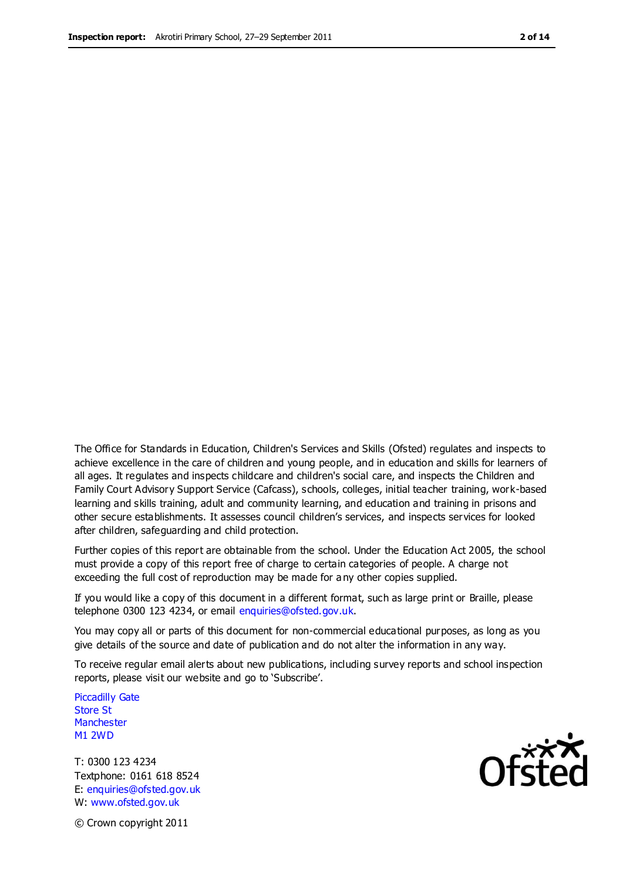The Office for Standards in Education, Children's Services and Skills (Ofsted) regulates and inspects to achieve excellence in the care of children and young people, and in education and skills for learners of all ages. It regulates and inspects childcare and children's social care, and inspects the Children and Family Court Advisory Support Service (Cafcass), schools, colleges, initial teacher training, work-based learning and skills training, adult and community learning, and education and training in prisons and other secure establishments. It assesses council children's services, and inspects services for looked after children, safeguarding and child protection.

Further copies of this report are obtainable from the school. Under the Education Act 2005, the school must provide a copy of this report free of charge to certain categories of people. A charge not exceeding the full cost of reproduction may be made for any other copies supplied.

If you would like a copy of this document in a different format, such as large print or Braille, please telephone 0300 123 4234, or email enquiries@ofsted.gov.uk.

You may copy all or parts of this document for non-commercial educational purposes, as long as you give details of the source and date of publication and do not alter the information in any way.

To receive regular email alerts about new publications, including survey reports and school inspection reports, please visit our website and go to 'Subscribe'.

Piccadilly Gate
Store St
Manchester
M1 2WD

T: 0300 123 4234
Textphone: 0161 618 8524
E: enquiries@ofsted.gov.uk
W: www.ofsted.gov.uk

© Crown copyright 2011

Ofsted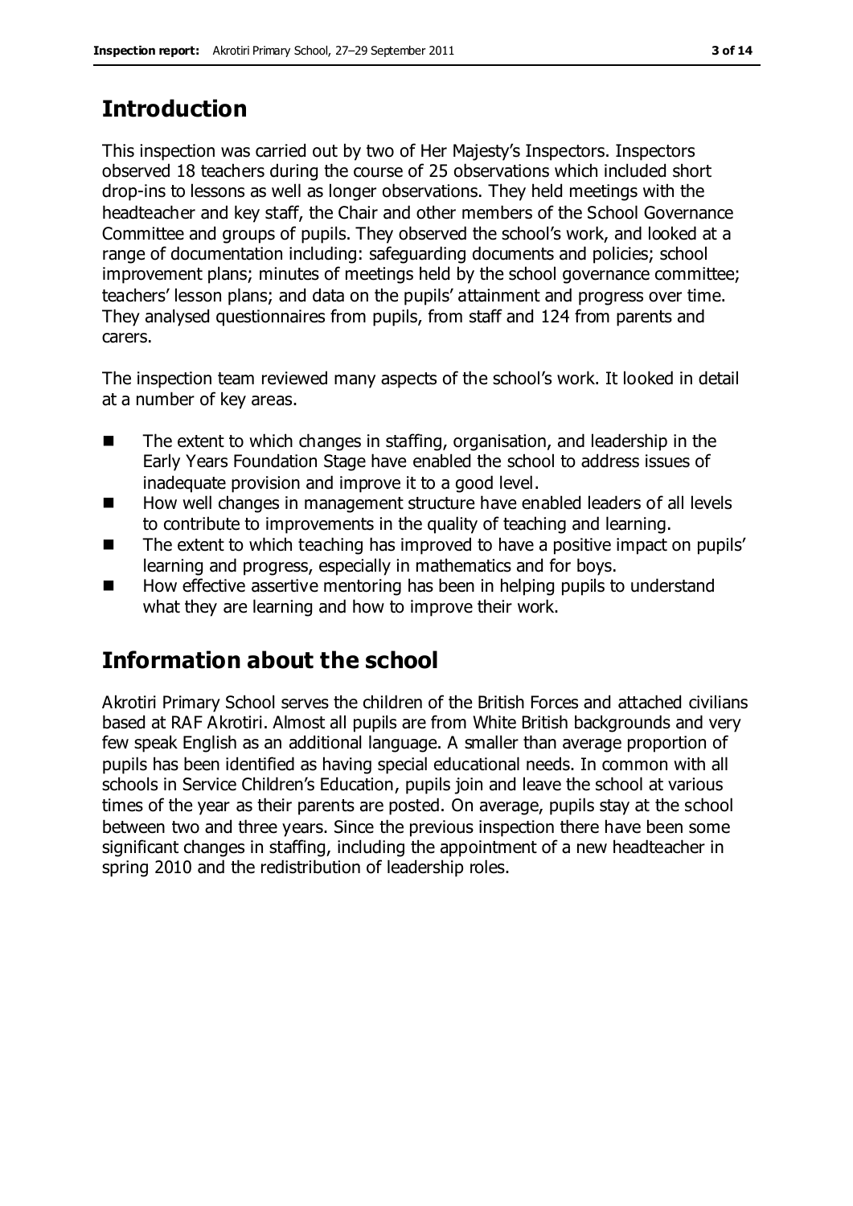## Introduction

This inspection was carried out by two of Her Majesty's Inspectors. Inspectors observed 18 teachers during the course of 25 observations which included short drop-ins to lessons as well as longer observations. They held meetings with the headteacher and key staff, the Chair and other members of the School Governance Committee and groups of pupils. They observed the school's work, and looked at a range of documentation including: safeguarding documents and policies; school improvement plans; minutes of meetings held by the school governance committee; teachers' lesson plans; and data on the pupils' attainment and progress over time. They analysed questionnaires from pupils, from staff and 124 from parents and carers.

The inspection team reviewed many aspects of the school's work. It looked in detail at a number of key areas.

- The extent to which changes in staffing, organisation, and leadership in the Early Years Foundation Stage have enabled the school to address issues of inadequate provision and improve it to a good level.
- How well changes in management structure have enabled leaders of all levels to contribute to improvements in the quality of teaching and learning.
- The extent to which teaching has improved to have a positive impact on pupils' learning and progress, especially in mathematics and for boys.
- How effective assertive mentoring has been in helping pupils to understand what they are learning and how to improve their work.

## Information about the school

Akrotiri Primary School serves the children of the British Forces and attached civilians based at RAF Akrotiri. Almost all pupils are from White British backgrounds and very few speak English as an additional language. A smaller than average proportion of pupils has been identified as having special educational needs. In common with all schools in Service Children's Education, pupils join and leave the school at various times of the year as their parents are posted. On average, pupils stay at the school between two and three years. Since the previous inspection there have been some significant changes in staffing, including the appointment of a new headteacher in spring 2010 and the redistribution of leadership roles.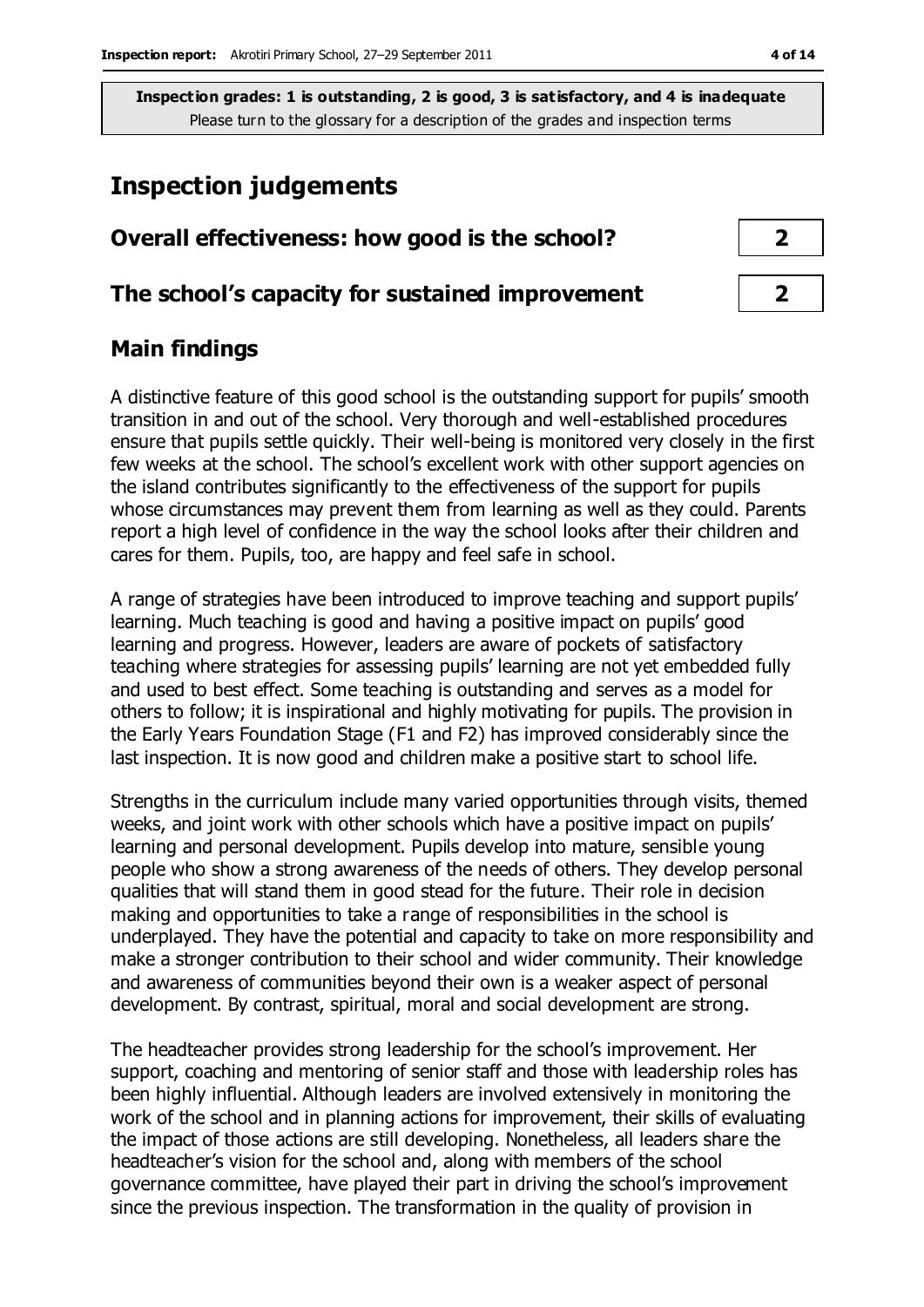**Inspection grades: 1 is outstanding, 2 is good, 3 is satisfactory, and 4 is inadequate**
Please turn to the glossary for a description of the grades and inspection terms

# Inspection judgements

| | |
|---|---|
| **Overall effectiveness: how good is the school?** | **2** |
| **The school's capacity for sustained improvement** | **2** |

## Main findings

A distinctive feature of this good school is the outstanding support for pupils' smooth transition in and out of the school. Very thorough and well-established procedures ensure that pupils settle quickly. Their well-being is monitored very closely in the first few weeks at the school. The school's excellent work with other support agencies on the island contributes significantly to the effectiveness of the support for pupils whose circumstances may prevent them from learning as well as they could. Parents report a high level of confidence in the way the school looks after their children and cares for them. Pupils, too, are happy and feel safe in school.

A range of strategies have been introduced to improve teaching and support pupils' learning. Much teaching is good and having a positive impact on pupils' good learning and progress. However, leaders are aware of pockets of satisfactory teaching where strategies for assessing pupils' learning are not yet embedded fully and used to best effect. Some teaching is outstanding and serves as a model for others to follow; it is inspirational and highly motivating for pupils. The provision in the Early Years Foundation Stage (F1 and F2) has improved considerably since the last inspection. It is now good and children make a positive start to school life.

Strengths in the curriculum include many varied opportunities through visits, themed weeks, and joint work with other schools which have a positive impact on pupils' learning and personal development. Pupils develop into mature, sensible young people who show a strong awareness of the needs of others. They develop personal qualities that will stand them in good stead for the future. Their role in decision making and opportunities to take a range of responsibilities in the school is underplayed. They have the potential and capacity to take on more responsibility and make a stronger contribution to their school and wider community. Their knowledge and awareness of communities beyond their own is a weaker aspect of personal development. By contrast, spiritual, moral and social development are strong.

The headteacher provides strong leadership for the school's improvement. Her support, coaching and mentoring of senior staff and those with leadership roles has been highly influential. Although leaders are involved extensively in monitoring the work of the school and in planning actions for improvement, their skills of evaluating the impact of those actions are still developing. Nonetheless, all leaders share the headteacher's vision for the school and, along with members of the school governance committee, have played their part in driving the school's improvement since the previous inspection. The transformation in the quality of provision in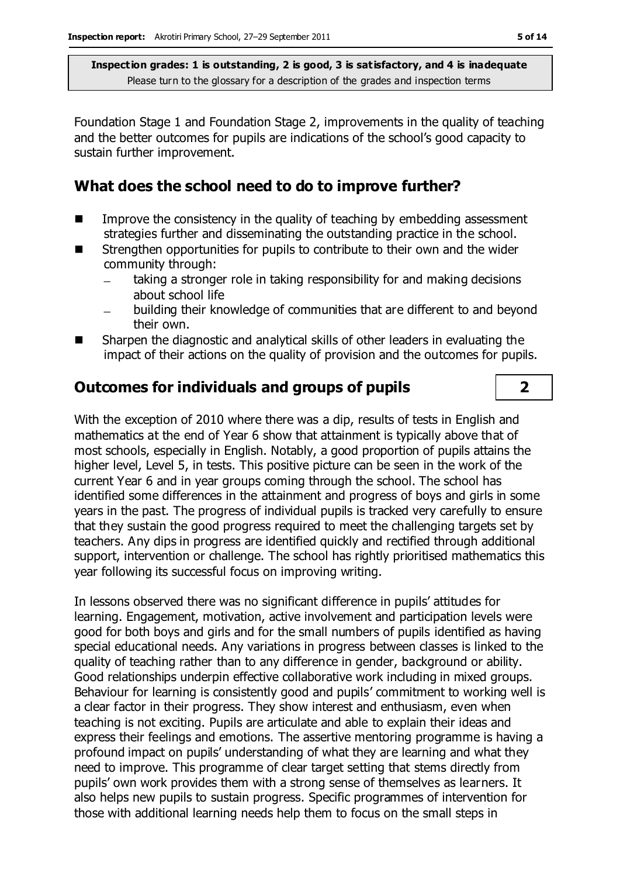Foundation Stage 1 and Foundation Stage 2, improvements in the quality of teaching and the better outcomes for pupils are indications of the school's good capacity to sustain further improvement.

## What does the school need to do to improve further?

- Improve the consistency in the quality of teaching by embedding assessment strategies further and disseminating the outstanding practice in the school.
- Strengthen opportunities for pupils to contribute to their own and the wider community through:
  - taking a stronger role in taking responsibility for and making decisions about school life
  - building their knowledge of communities that are different to and beyond their own.
- Sharpen the diagnostic and analytical skills of other leaders in evaluating the impact of their actions on the quality of provision and the outcomes for pupils.

## Outcomes for individuals and groups of pupils — 2

With the exception of 2010 where there was a dip, results of tests in English and mathematics at the end of Year 6 show that attainment is typically above that of most schools, especially in English. Notably, a good proportion of pupils attains the higher level, Level 5, in tests. This positive picture can be seen in the work of the current Year 6 and in year groups coming through the school. The school has identified some differences in the attainment and progress of boys and girls in some years in the past. The progress of individual pupils is tracked very carefully to ensure that they sustain the good progress required to meet the challenging targets set by teachers. Any dips in progress are identified quickly and rectified through additional support, intervention or challenge. The school has rightly prioritised mathematics this year following its successful focus on improving writing.

In lessons observed there was no significant difference in pupils' attitudes for learning. Engagement, motivation, active involvement and participation levels were good for both boys and girls and for the small numbers of pupils identified as having special educational needs. Any variations in progress between classes is linked to the quality of teaching rather than to any difference in gender, background or ability. Good relationships underpin effective collaborative work including in mixed groups. Behaviour for learning is consistently good and pupils' commitment to working well is a clear factor in their progress. They show interest and enthusiasm, even when teaching is not exciting. Pupils are articulate and able to explain their ideas and express their feelings and emotions. The assertive mentoring programme is having a profound impact on pupils' understanding of what they are learning and what they need to improve. This programme of clear target setting that stems directly from pupils' own work provides them with a strong sense of themselves as learners. It also helps new pupils to sustain progress. Specific programmes of intervention for those with additional learning needs help them to focus on the small steps in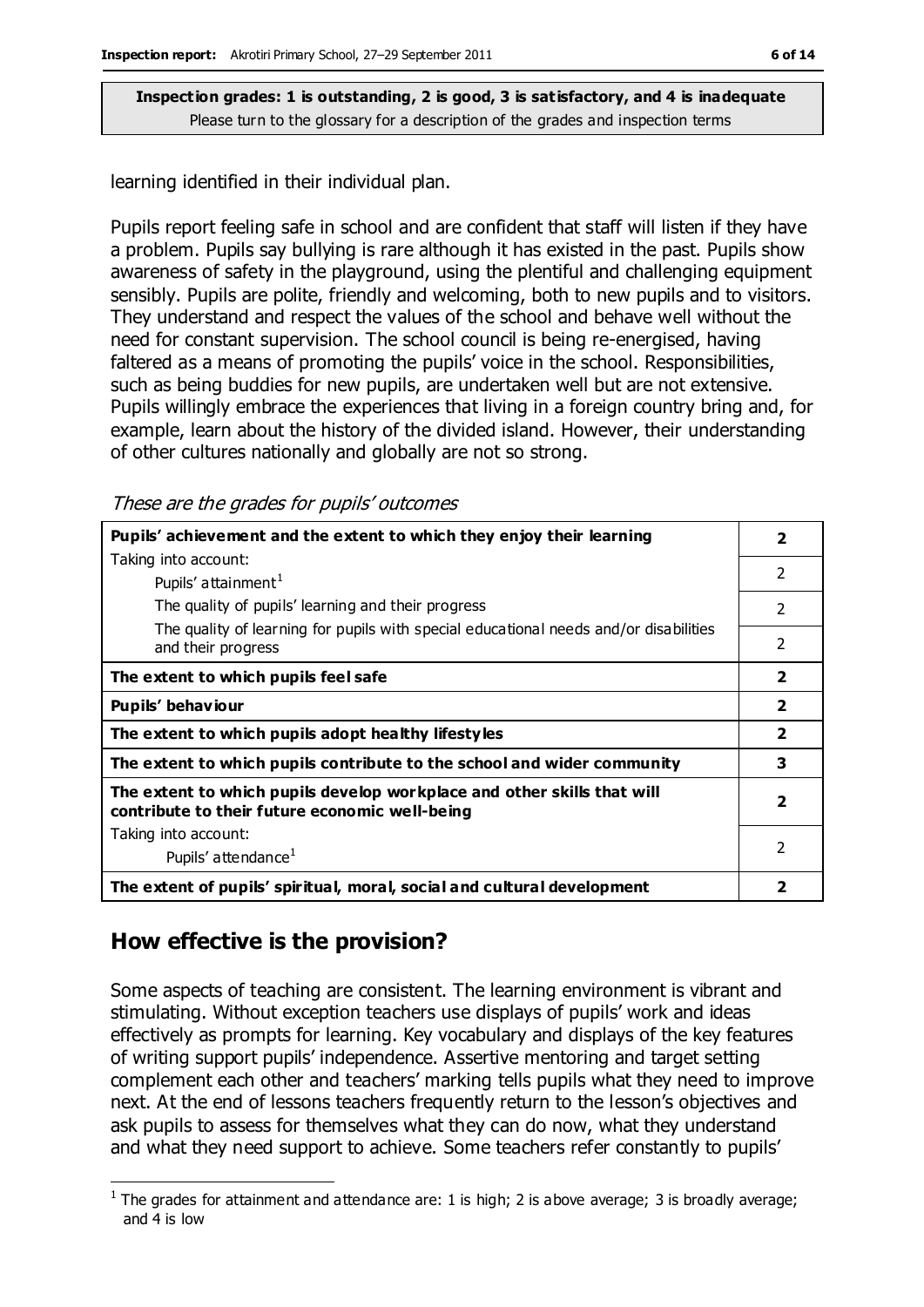**Inspection grades: 1 is outstanding, 2 is good, 3 is satisfactory, and 4 is inadequate**
Please turn to the glossary for a description of the grades and inspection terms

learning identified in their individual plan.

Pupils report feeling safe in school and are confident that staff will listen if they have a problem. Pupils say bullying is rare although it has existed in the past. Pupils show awareness of safety in the playground, using the plentiful and challenging equipment sensibly. Pupils are polite, friendly and welcoming, both to new pupils and to visitors. They understand and respect the values of the school and behave well without the need for constant supervision. The school council is being re-energised, having faltered as a means of promoting the pupils' voice in the school. Responsibilities, such as being buddies for new pupils, are undertaken well but are not extensive. Pupils willingly embrace the experiences that living in a foreign country bring and, for example, learn about the history of the divided island. However, their understanding of other cultures nationally and globally are not so strong.

*These are the grades for pupils' outcomes*

| | |
|---|---|
| **Pupils' achievement and the extent to which they enjoy their learning** | **2** |
| Taking into account: Pupils' attainment[1] | 2 |
| The quality of pupils' learning and their progress | 2 |
| The quality of learning for pupils with special educational needs and/or disabilities and their progress | 2 |
| **The extent to which pupils feel safe** | **2** |
| **Pupils' behaviour** | **2** |
| **The extent to which pupils adopt healthy lifestyles** | **2** |
| **The extent to which pupils contribute to the school and wider community** | **3** |
| **The extent to which pupils develop workplace and other skills that will contribute to their future economic well-being** | **2** |
| Taking into account: Pupils' attendance[1] | 2 |
| **The extent of pupils' spiritual, moral, social and cultural development** | **2** |

## How effective is the provision?

Some aspects of teaching are consistent. The learning environment is vibrant and stimulating. Without exception teachers use displays of pupils' work and ideas effectively as prompts for learning. Key vocabulary and displays of the key features of writing support pupils' independence. Assertive mentoring and target setting complement each other and teachers' marking tells pupils what they need to improve next. At the end of lessons teachers frequently return to the lesson's objectives and ask pupils to assess for themselves what they can do now, what they understand and what they need support to achieve. Some teachers refer constantly to pupils'

[1] The grades for attainment and attendance are: 1 is high; 2 is above average; 3 is broadly average; and 4 is low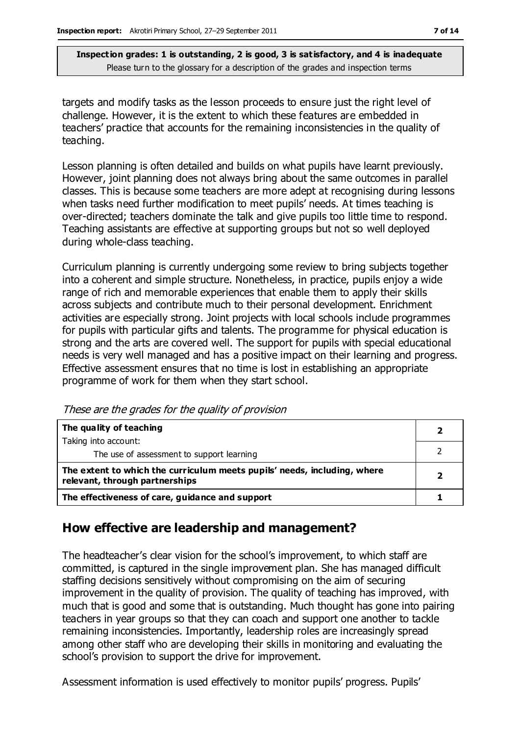**Inspection grades: 1 is outstanding, 2 is good, 3 is satisfactory, and 4 is inadequate**
Please turn to the glossary for a description of the grades and inspection terms

targets and modify tasks as the lesson proceeds to ensure just the right level of challenge. However, it is the extent to which these features are embedded in teachers' practice that accounts for the remaining inconsistencies in the quality of teaching.

Lesson planning is often detailed and builds on what pupils have learnt previously. However, joint planning does not always bring about the same outcomes in parallel classes. This is because some teachers are more adept at recognising during lessons when tasks need further modification to meet pupils' needs. At times teaching is over-directed; teachers dominate the talk and give pupils too little time to respond. Teaching assistants are effective at supporting groups but not so well deployed during whole-class teaching.

Curriculum planning is currently undergoing some review to bring subjects together into a coherent and simple structure. Nonetheless, in practice, pupils enjoy a wide range of rich and memorable experiences that enable them to apply their skills across subjects and contribute much to their personal development. Enrichment activities are especially strong. Joint projects with local schools include programmes for pupils with particular gifts and talents. The programme for physical education is strong and the arts are covered well. The support for pupils with special educational needs is very well managed and has a positive impact on their learning and progress. Effective assessment ensures that no time is lost in establishing an appropriate programme of work for them when they start school.

*These are the grades for the quality of provision*

| | |
|---|---|
| **The quality of teaching** | **2** |
| Taking into account: The use of assessment to support learning | 2 |
| **The extent to which the curriculum meets pupils' needs, including, where relevant, through partnerships** | **2** |
| **The effectiveness of care, guidance and support** | **1** |

## How effective are leadership and management?

The headteacher's clear vision for the school's improvement, to which staff are committed, is captured in the single improvement plan. She has managed difficult staffing decisions sensitively without compromising on the aim of securing improvement in the quality of provision. The quality of teaching has improved, with much that is good and some that is outstanding. Much thought has gone into pairing teachers in year groups so that they can coach and support one another to tackle remaining inconsistencies. Importantly, leadership roles are increasingly spread among other staff who are developing their skills in monitoring and evaluating the school's provision to support the drive for improvement.

Assessment information is used effectively to monitor pupils' progress. Pupils'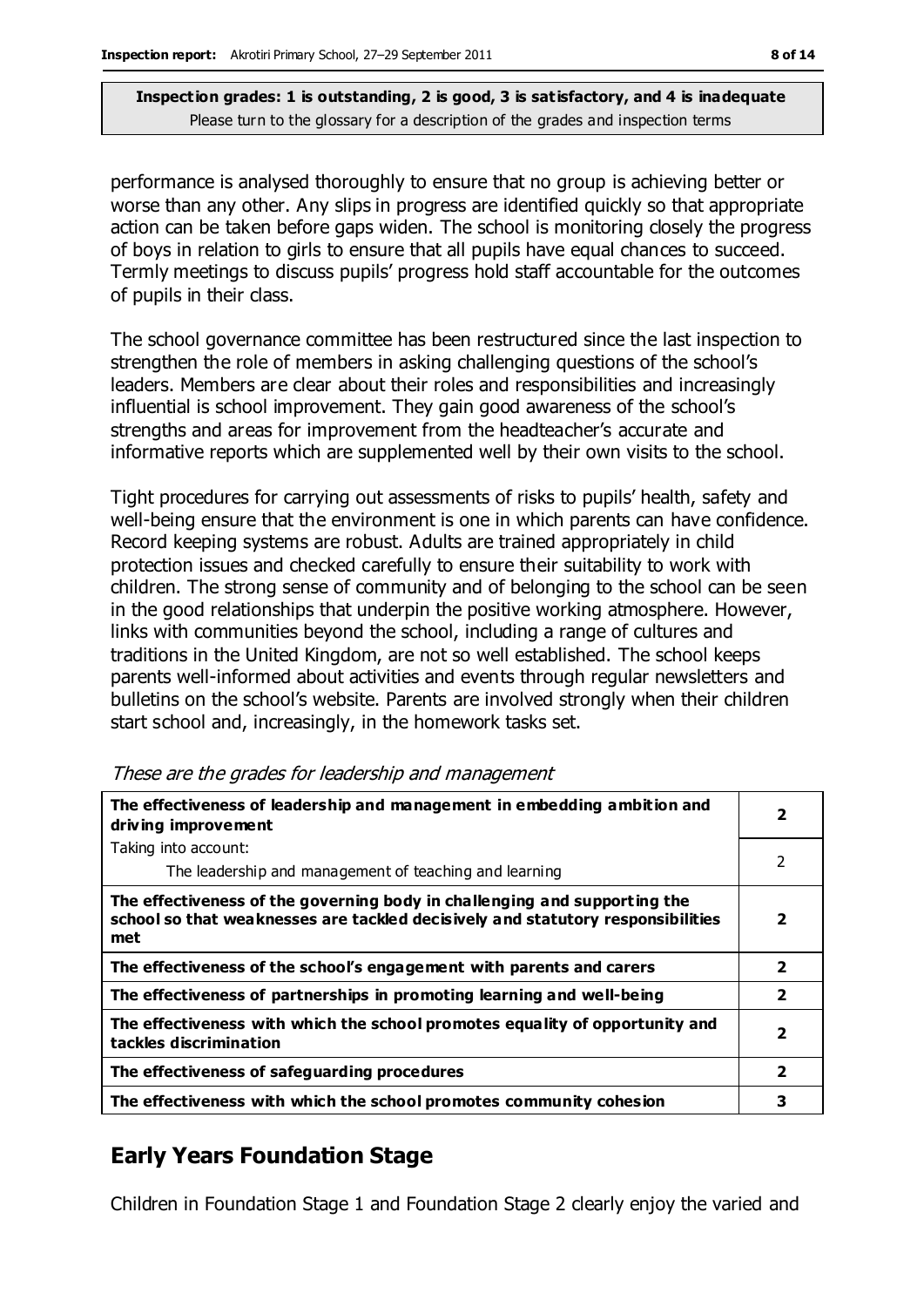**Inspection grades: 1 is outstanding, 2 is good, 3 is satisfactory, and 4 is inadequate**
Please turn to the glossary for a description of the grades and inspection terms

performance is analysed thoroughly to ensure that no group is achieving better or worse than any other. Any slips in progress are identified quickly so that appropriate action can be taken before gaps widen. The school is monitoring closely the progress of boys in relation to girls to ensure that all pupils have equal chances to succeed. Termly meetings to discuss pupils' progress hold staff accountable for the outcomes of pupils in their class.

The school governance committee has been restructured since the last inspection to strengthen the role of members in asking challenging questions of the school's leaders. Members are clear about their roles and responsibilities and increasingly influential is school improvement. They gain good awareness of the school's strengths and areas for improvement from the headteacher's accurate and informative reports which are supplemented well by their own visits to the school.

Tight procedures for carrying out assessments of risks to pupils' health, safety and well-being ensure that the environment is one in which parents can have confidence. Record keeping systems are robust. Adults are trained appropriately in child protection issues and checked carefully to ensure their suitability to work with children. The strong sense of community and of belonging to the school can be seen in the good relationships that underpin the positive working atmosphere. However, links with communities beyond the school, including a range of cultures and traditions in the United Kingdom, are not so well established. The school keeps parents well-informed about activities and events through regular newsletters and bulletins on the school's website. Parents are involved strongly when their children start school and, increasingly, in the homework tasks set.

*These are the grades for leadership and management*

| | |
|---|---|
| **The effectiveness of leadership and management in embedding ambition and driving improvement** | **2** |
| Taking into account:<br>The leadership and management of teaching and learning | 2 |
| **The effectiveness of the governing body in challenging and supporting the school so that weaknesses are tackled decisively and statutory responsibilities met** | **2** |
| **The effectiveness of the school's engagement with parents and carers** | **2** |
| **The effectiveness of partnerships in promoting learning and well-being** | **2** |
| **The effectiveness with which the school promotes equality of opportunity and tackles discrimination** | **2** |
| **The effectiveness of safeguarding procedures** | **2** |
| **The effectiveness with which the school promotes community cohesion** | **3** |

## Early Years Foundation Stage

Children in Foundation Stage 1 and Foundation Stage 2 clearly enjoy the varied and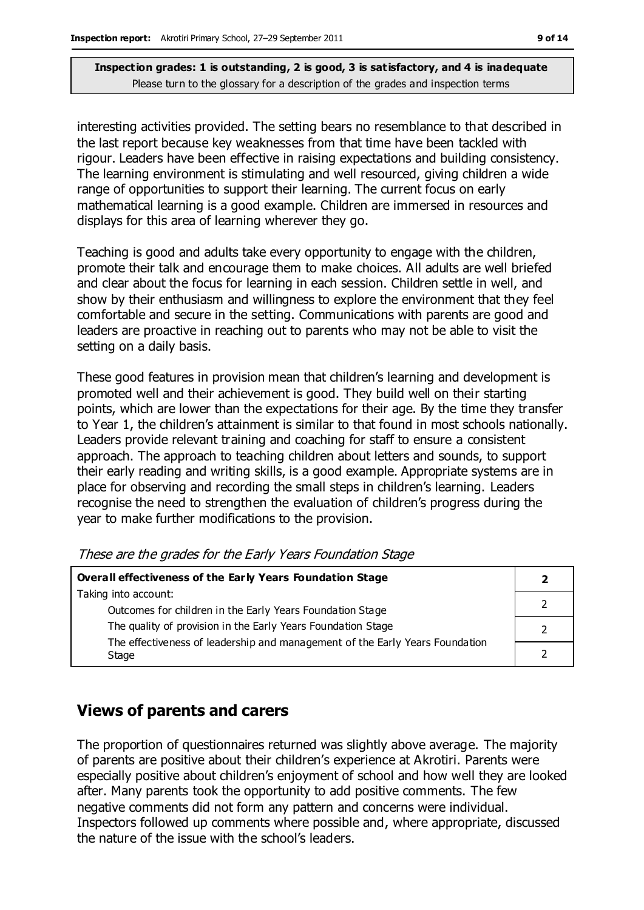interesting activities provided. The setting bears no resemblance to that described in the last report because key weaknesses from that time have been tackled with rigour. Leaders have been effective in raising expectations and building consistency. The learning environment is stimulating and well resourced, giving children a wide range of opportunities to support their learning. The current focus on early mathematical learning is a good example. Children are immersed in resources and displays for this area of learning wherever they go.

Teaching is good and adults take every opportunity to engage with the children, promote their talk and encourage them to make choices. All adults are well briefed and clear about the focus for learning in each session. Children settle in well, and show by their enthusiasm and willingness to explore the environment that they feel comfortable and secure in the setting. Communications with parents are good and leaders are proactive in reaching out to parents who may not be able to visit the setting on a daily basis.

These good features in provision mean that children's learning and development is promoted well and their achievement is good. They build well on their starting points, which are lower than the expectations for their age. By the time they transfer to Year 1, the children's attainment is similar to that found in most schools nationally. Leaders provide relevant training and coaching for staff to ensure a consistent approach. The approach to teaching children about letters and sounds, to support their early reading and writing skills, is a good example. Appropriate systems are in place for observing and recording the small steps in children's learning. Leaders recognise the need to strengthen the evaluation of children's progress during the year to make further modifications to the provision.

*These are the grades for the Early Years Foundation Stage*

| **Overall effectiveness of the Early Years Foundation Stage** | **2** |
|---|---|
| Taking into account: | |
| Outcomes for children in the Early Years Foundation Stage | 2 |
| The quality of provision in the Early Years Foundation Stage | 2 |
| The effectiveness of leadership and management of the Early Years Foundation Stage | 2 |

## Views of parents and carers

The proportion of questionnaires returned was slightly above average. The majority of parents are positive about their children's experience at Akrotiri. Parents were especially positive about children's enjoyment of school and how well they are looked after. Many parents took the opportunity to add positive comments. The few negative comments did not form any pattern and concerns were individual. Inspectors followed up comments where possible and, where appropriate, discussed the nature of the issue with the school's leaders.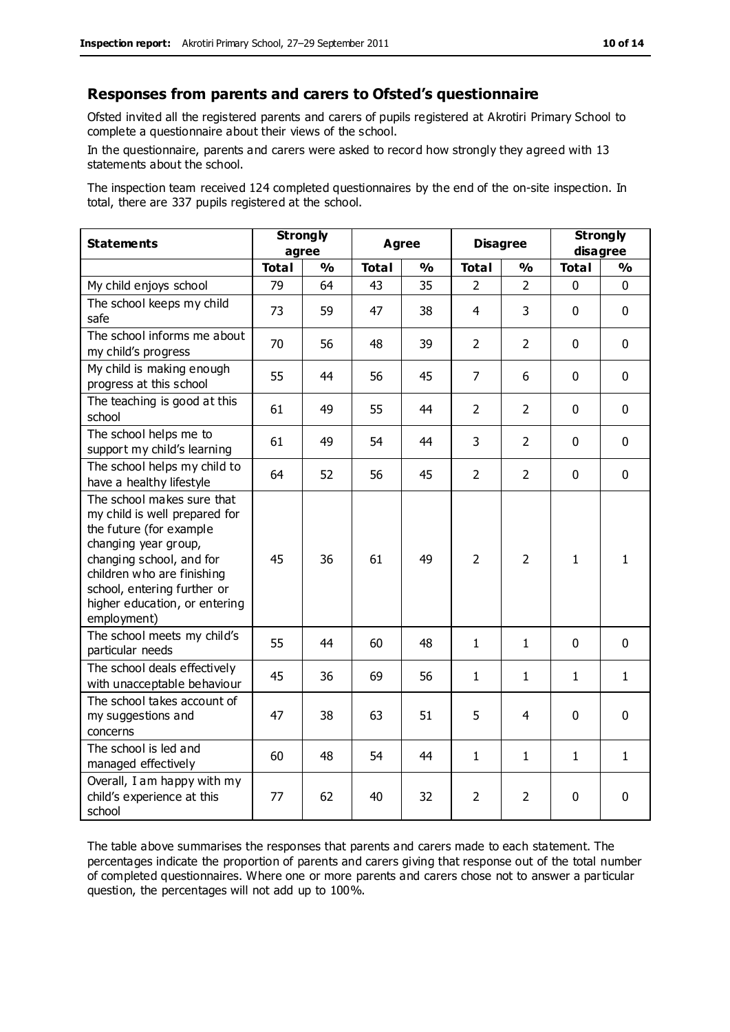## Responses from parents and carers to Ofsted's questionnaire

Ofsted invited all the registered parents and carers of pupils registered at Akrotiri Primary School to complete a questionnaire about their views of the school.

In the questionnaire, parents and carers were asked to record how strongly they agreed with 13 statements about the school.

The inspection team received 124 completed questionnaires by the end of the on-site inspection. In total, there are 337 pupils registered at the school.

| Statements | Strongly agree | | Agree | | Disagree | | Strongly disagree | |
|---|---|---|---|---|---|---|---|---|
| | Total | % | Total | % | Total | % | Total | % |
| My child enjoys school | 79 | 64 | 43 | 35 | 2 | 2 | 0 | 0 |
| The school keeps my child safe | 73 | 59 | 47 | 38 | 4 | 3 | 0 | 0 |
| The school informs me about my child's progress | 70 | 56 | 48 | 39 | 2 | 2 | 0 | 0 |
| My child is making enough progress at this school | 55 | 44 | 56 | 45 | 7 | 6 | 0 | 0 |
| The teaching is good at this school | 61 | 49 | 55 | 44 | 2 | 2 | 0 | 0 |
| The school helps me to support my child's learning | 61 | 49 | 54 | 44 | 3 | 2 | 0 | 0 |
| The school helps my child to have a healthy lifestyle | 64 | 52 | 56 | 45 | 2 | 2 | 0 | 0 |
| The school makes sure that my child is well prepared for the future (for example changing year group, changing school, and for children who are finishing school, entering further or higher education, or entering employment) | 45 | 36 | 61 | 49 | 2 | 2 | 1 | 1 |
| The school meets my child's particular needs | 55 | 44 | 60 | 48 | 1 | 1 | 0 | 0 |
| The school deals effectively with unacceptable behaviour | 45 | 36 | 69 | 56 | 1 | 1 | 1 | 1 |
| The school takes account of my suggestions and concerns | 47 | 38 | 63 | 51 | 5 | 4 | 0 | 0 |
| The school is led and managed effectively | 60 | 48 | 54 | 44 | 1 | 1 | 1 | 1 |
| Overall, I am happy with my child's experience at this school | 77 | 62 | 40 | 32 | 2 | 2 | 0 | 0 |

The table above summarises the responses that parents and carers made to each statement. The percentages indicate the proportion of parents and carers giving that response out of the total number of completed questionnaires. Where one or more parents and carers chose not to answer a particular question, the percentages will not add up to 100%.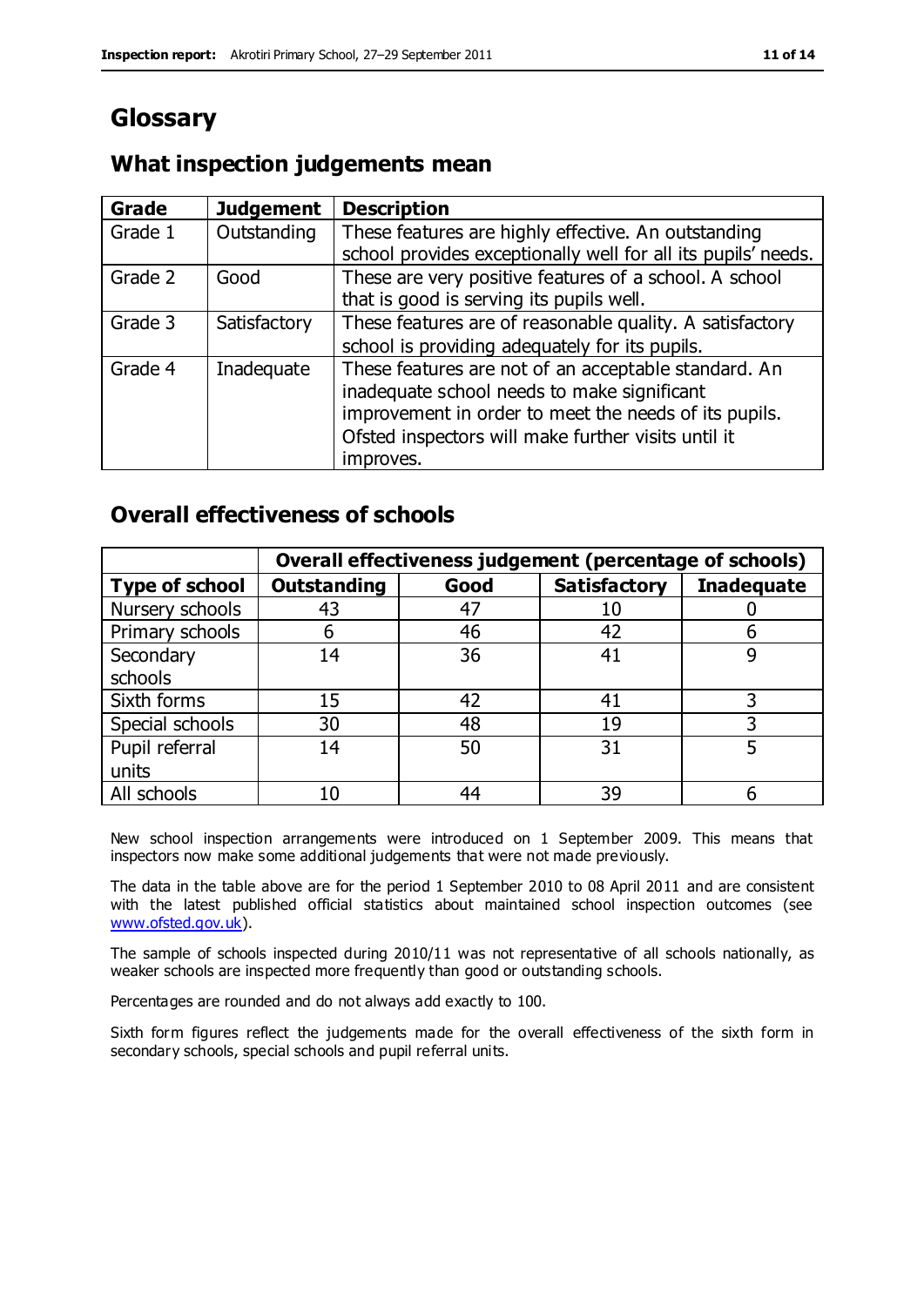# Glossary

## What inspection judgements mean

| Grade | Judgement | Description |
|---|---|---|
| Grade 1 | Outstanding | These features are highly effective. An outstanding school provides exceptionally well for all its pupils' needs. |
| Grade 2 | Good | These are very positive features of a school. A school that is good is serving its pupils well. |
| Grade 3 | Satisfactory | These features are of reasonable quality. A satisfactory school is providing adequately for its pupils. |
| Grade 4 | Inadequate | These features are not of an acceptable standard. An inadequate school needs to make significant improvement in order to meet the needs of its pupils. Ofsted inspectors will make further visits until it improves. |

## Overall effectiveness of schools

| | Overall effectiveness judgement (percentage of schools) | | | |
|---|---|---|---|---|
| **Type of school** | **Outstanding** | **Good** | **Satisfactory** | **Inadequate** |
| Nursery schools | 43 | 47 | 10 | 0 |
| Primary schools | 6 | 46 | 42 | 6 |
| Secondary schools | 14 | 36 | 41 | 9 |
| Sixth forms | 15 | 42 | 41 | 3 |
| Special schools | 30 | 48 | 19 | 3 |
| Pupil referral units | 14 | 50 | 31 | 5 |
| All schools | 10 | 44 | 39 | 6 |

New school inspection arrangements were introduced on 1 September 2009. This means that inspectors now make some additional judgements that were not made previously.

The data in the table above are for the period 1 September 2010 to 08 April 2011 and are consistent with the latest published official statistics about maintained school inspection outcomes (see www.ofsted.gov.uk).

The sample of schools inspected during 2010/11 was not representative of all schools nationally, as weaker schools are inspected more frequently than good or outstanding schools.

Percentages are rounded and do not always add exactly to 100.

Sixth form figures reflect the judgements made for the overall effectiveness of the sixth form in secondary schools, special schools and pupil referral units.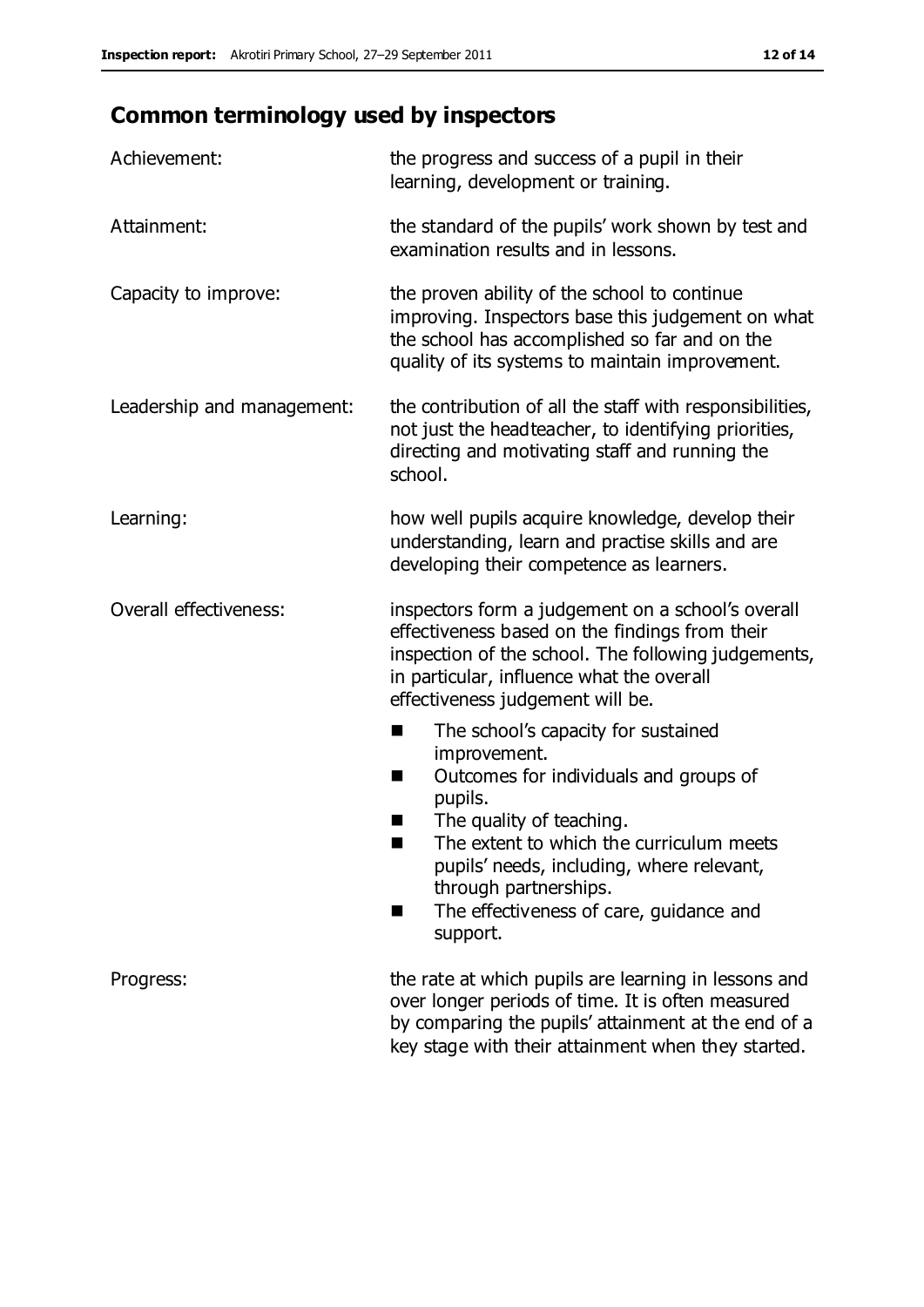## Common terminology used by inspectors

**Achievement:** the progress and success of a pupil in their learning, development or training.

**Attainment:** the standard of the pupils' work shown by test and examination results and in lessons.

**Capacity to improve:** the proven ability of the school to continue improving. Inspectors base this judgement on what the school has accomplished so far and on the quality of its systems to maintain improvement.

**Leadership and management:** the contribution of all the staff with responsibilities, not just the headteacher, to identifying priorities, directing and motivating staff and running the school.

**Learning:** how well pupils acquire knowledge, develop their understanding, learn and practise skills and are developing their competence as learners.

**Overall effectiveness:** inspectors form a judgement on a school's overall effectiveness based on the findings from their inspection of the school. The following judgements, in particular, influence what the overall effectiveness judgement will be.

- The school's capacity for sustained improvement.
- Outcomes for individuals and groups of pupils.
- The quality of teaching.
- The extent to which the curriculum meets pupils' needs, including, where relevant, through partnerships.
- The effectiveness of care, guidance and support.

**Progress:** the rate at which pupils are learning in lessons and over longer periods of time. It is often measured by comparing the pupils' attainment at the end of a key stage with their attainment when they started.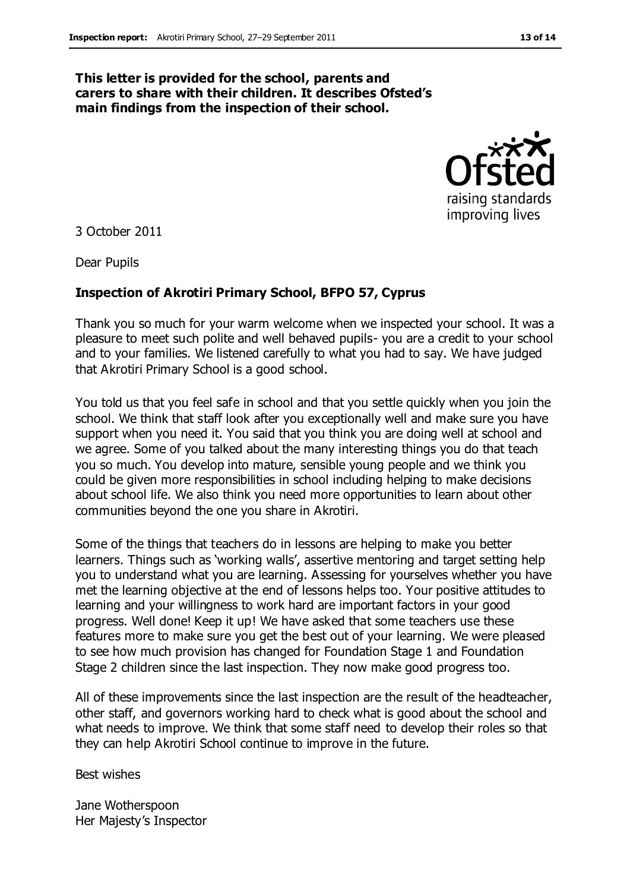**This letter is provided for the school, parents and carers to share with their children. It describes Ofsted's main findings from the inspection of their school.**

3 October 2011

Dear Pupils

**Inspection of Akrotiri Primary School, BFPO 57, Cyprus**

Thank you so much for your warm welcome when we inspected your school. It was a pleasure to meet such polite and well behaved pupils- you are a credit to your school and to your families. We listened carefully to what you had to say. We have judged that Akrotiri Primary School is a good school.

You told us that you feel safe in school and that you settle quickly when you join the school. We think that staff look after you exceptionally well and make sure you have support when you need it. You said that you think you are doing well at school and we agree. Some of you talked about the many interesting things you do that teach you so much. You develop into mature, sensible young people and we think you could be given more responsibilities in school including helping to make decisions about school life. We also think you need more opportunities to learn about other communities beyond the one you share in Akrotiri.

Some of the things that teachers do in lessons are helping to make you better learners. Things such as 'working walls', assertive mentoring and target setting help you to understand what you are learning. Assessing for yourselves whether you have met the learning objective at the end of lessons helps too. Your positive attitudes to learning and your willingness to work hard are important factors in your good progress. Well done! Keep it up! We have asked that some teachers use these features more to make sure you get the best out of your learning. We were pleased to see how much provision has changed for Foundation Stage 1 and Foundation Stage 2 children since the last inspection. They now make good progress too.

All of these improvements since the last inspection are the result of the headteacher, other staff, and governors working hard to check what is good about the school and what needs to improve. We think that some staff need to develop their roles so that they can help Akrotiri School continue to improve in the future.

Best wishes

Jane Wotherspoon
Her Majesty's Inspector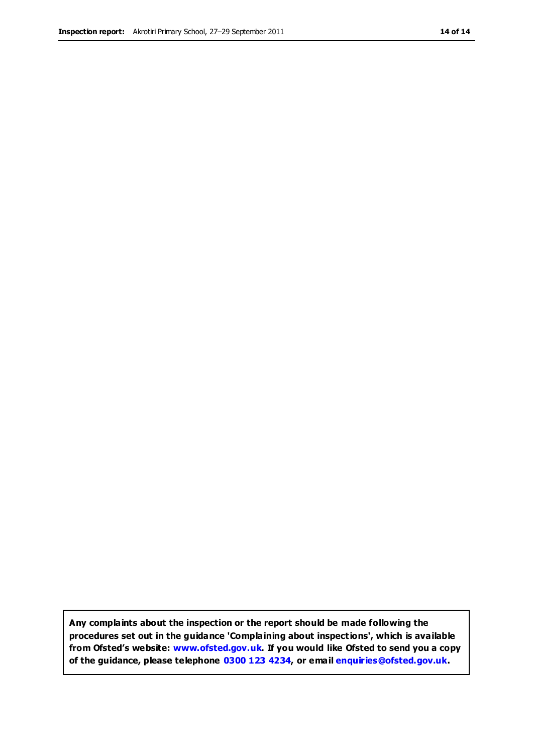**Any complaints about the inspection or the report should be made following the procedures set out in the guidance 'Complaining about inspections', which is available from Ofsted's website: www.ofsted.gov.uk. If you would like Ofsted to send you a copy of the guidance, please telephone 0300 123 4234, or email enquiries@ofsted.gov.uk.**